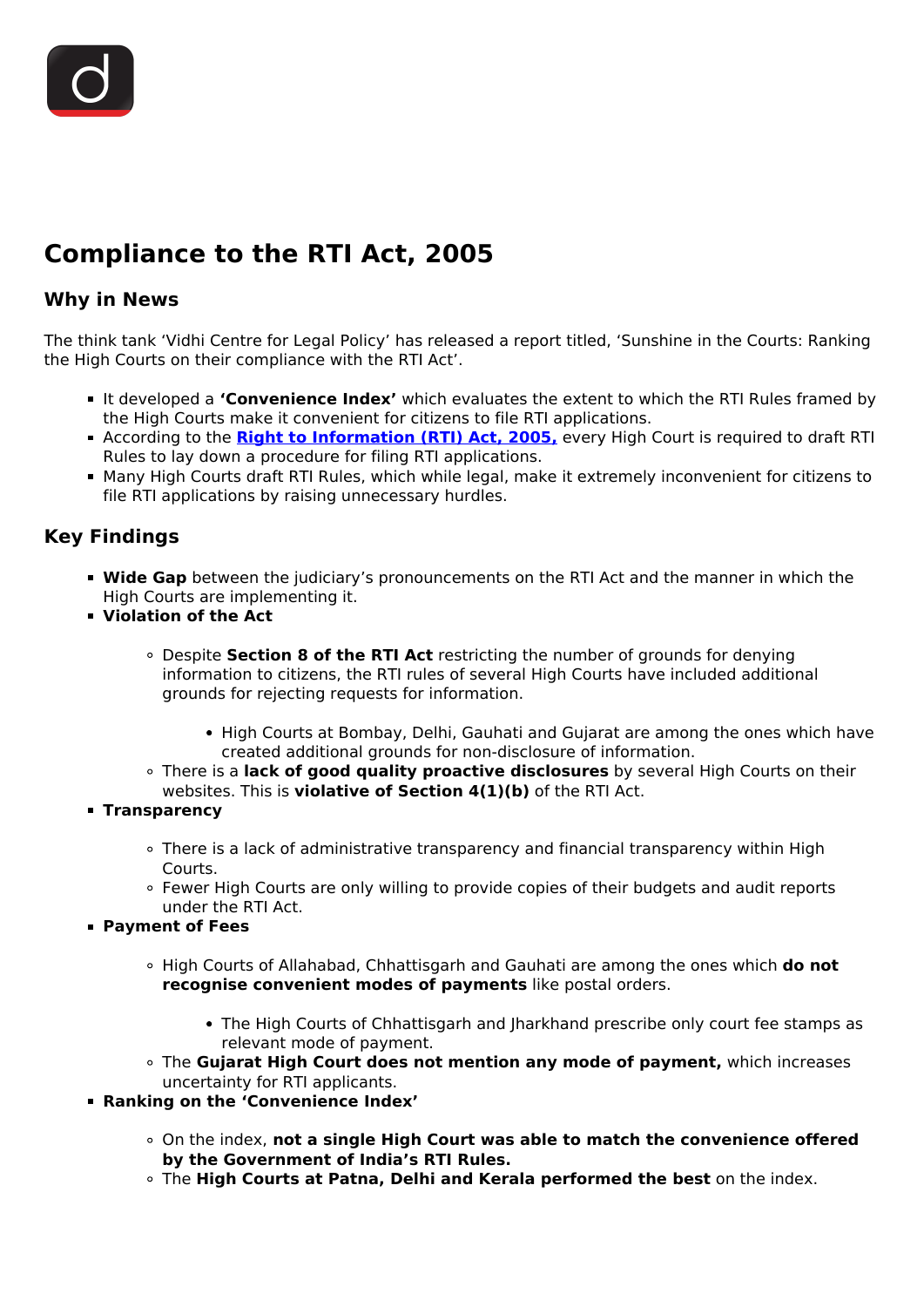# Compliance to the RTI Act, 2005

## Why in News

The think tank 'Vidhi Centre for Legal Policy' has released a report titled, 'Sunshine in the Courts: Ranking the High Courts on their compliance with the RTI Act'.

- It developed a **'Convenience Index'** which evaluates the extent to which the RTI Rules framed by the High Courts make it convenient for citizens to file RTI applications.
- According to the **Right to Information (RTI) Act, 2005,** every High Court is required to draft RTI Rules to lay down a procedure for filing RTI applications.
- Many High Courts draft RTI Rules, which while legal, make it extremely inconvenient for citizens to file RTI applications by raising unnecessary hurdles.

## Key Findings

- **Wide Gap** between the judiciary's pronouncements on the RTI Act and the manner in which the High Courts are implementing it.
- **Violation of the Act**
  - Despite **Section 8 of the RTI Act** restricting the number of grounds for denying information to citizens, the RTI rules of several High Courts have included additional grounds for rejecting requests for information.
    - High Courts at Bombay, Delhi, Gauhati and Gujarat are among the ones which have created additional grounds for non-disclosure of information.
  - There is a **lack of good quality proactive disclosures** by several High Courts on their websites. This is **violative of Section 4(1)(b)** of the RTI Act.
- **Transparency**
  - There is a lack of administrative transparency and financial transparency within High Courts.
  - Fewer High Courts are only willing to provide copies of their budgets and audit reports under the RTI Act.
- **Payment of Fees**
  - High Courts of Allahabad, Chhattisgarh and Gauhati are among the ones which **do not recognise convenient modes of payments** like postal orders.
    - The High Courts of Chhattisgarh and Jharkhand prescribe only court fee stamps as relevant mode of payment.
  - The **Gujarat High Court does not mention any mode of payment,** which increases uncertainty for RTI applicants.
- **Ranking on the 'Convenience Index'**
  - On the index, **not a single High Court was able to match the convenience offered by the Government of India's RTI Rules.**
  - The **High Courts at Patna, Delhi and Kerala performed the best** on the index.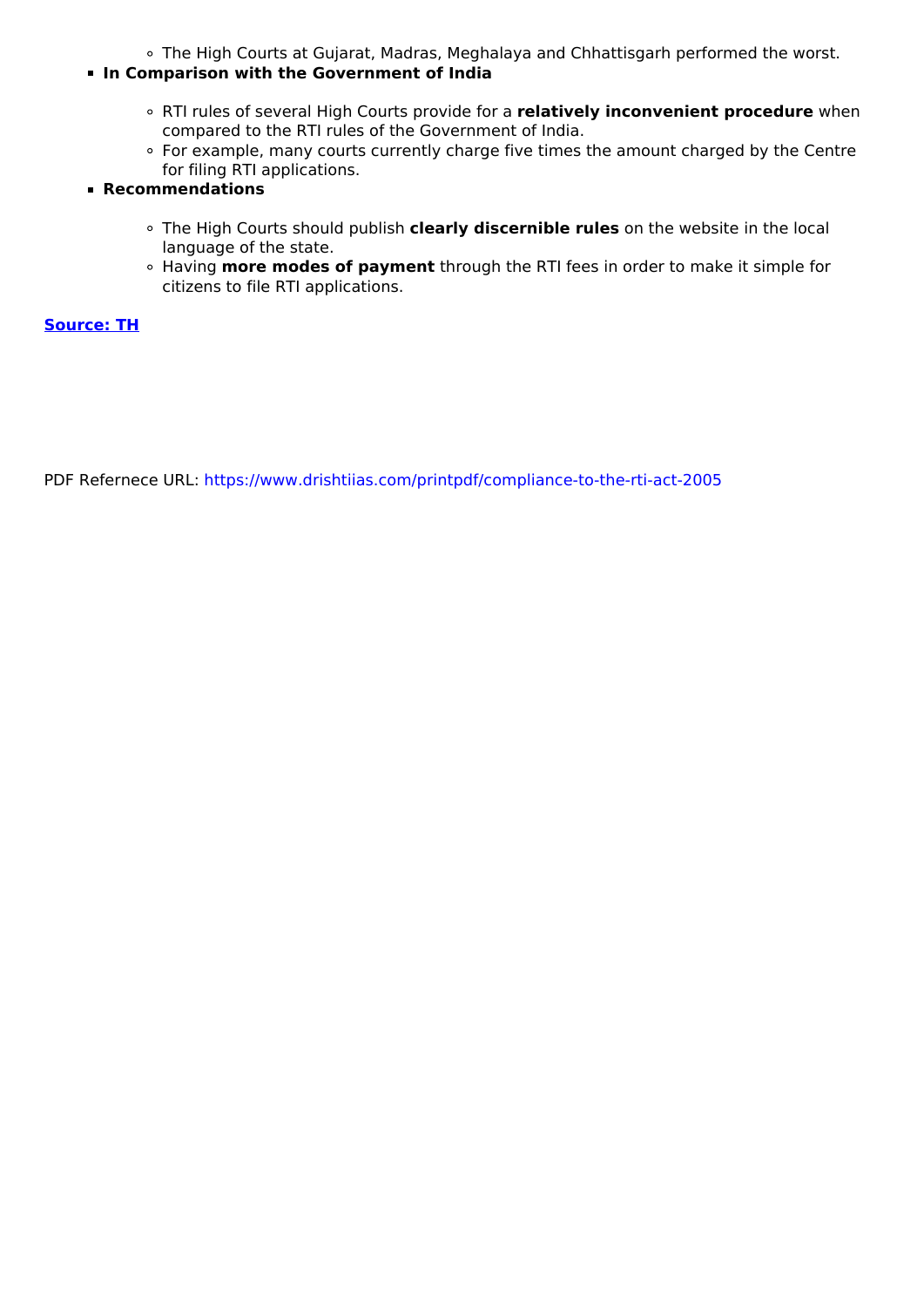- The High Courts at Gujarat, Madras, Meghalaya and Chhattisgarh performed the worst.
- **In Comparison with the Government of India**
    - RTI rules of several High Courts provide for a **relatively inconvenient procedure** when compared to the RTI rules of the Government of India.
    - For example, many courts currently charge five times the amount charged by the Centre for filing RTI applications.
- **Recommendations**
    - The High Courts should publish **clearly discernible rules** on the website in the local language of the state.
    - Having **more modes of payment** through the RTI fees in order to make it simple for citizens to file RTI applications.

**Source: TH**

PDF Refernece URL: https://www.drishtiias.com/printpdf/compliance-to-the-rti-act-2005